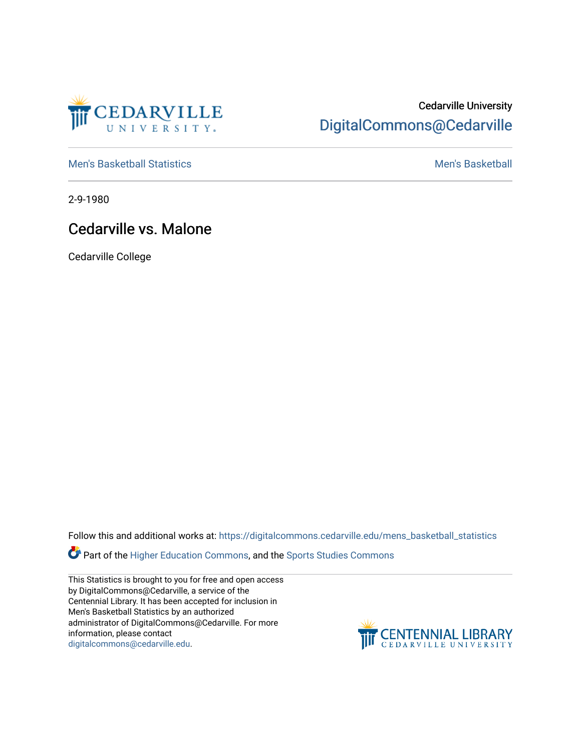Cedarville University
DigitalCommons@Cedarville

Men's Basketball Statistics

Men's Basketball

2-9-1980

# Cedarville vs. Malone

Cedarville College

Follow this and additional works at: https://digitalcommons.cedarville.edu/mens_basketball_statistics

Part of the Higher Education Commons, and the Sports Studies Commons

This Statistics is brought to you for free and open access by DigitalCommons@Cedarville, a service of the Centennial Library. It has been accepted for inclusion in Men's Basketball Statistics by an authorized administrator of DigitalCommons@Cedarville. For more information, please contact digitalcommons@cedarville.edu.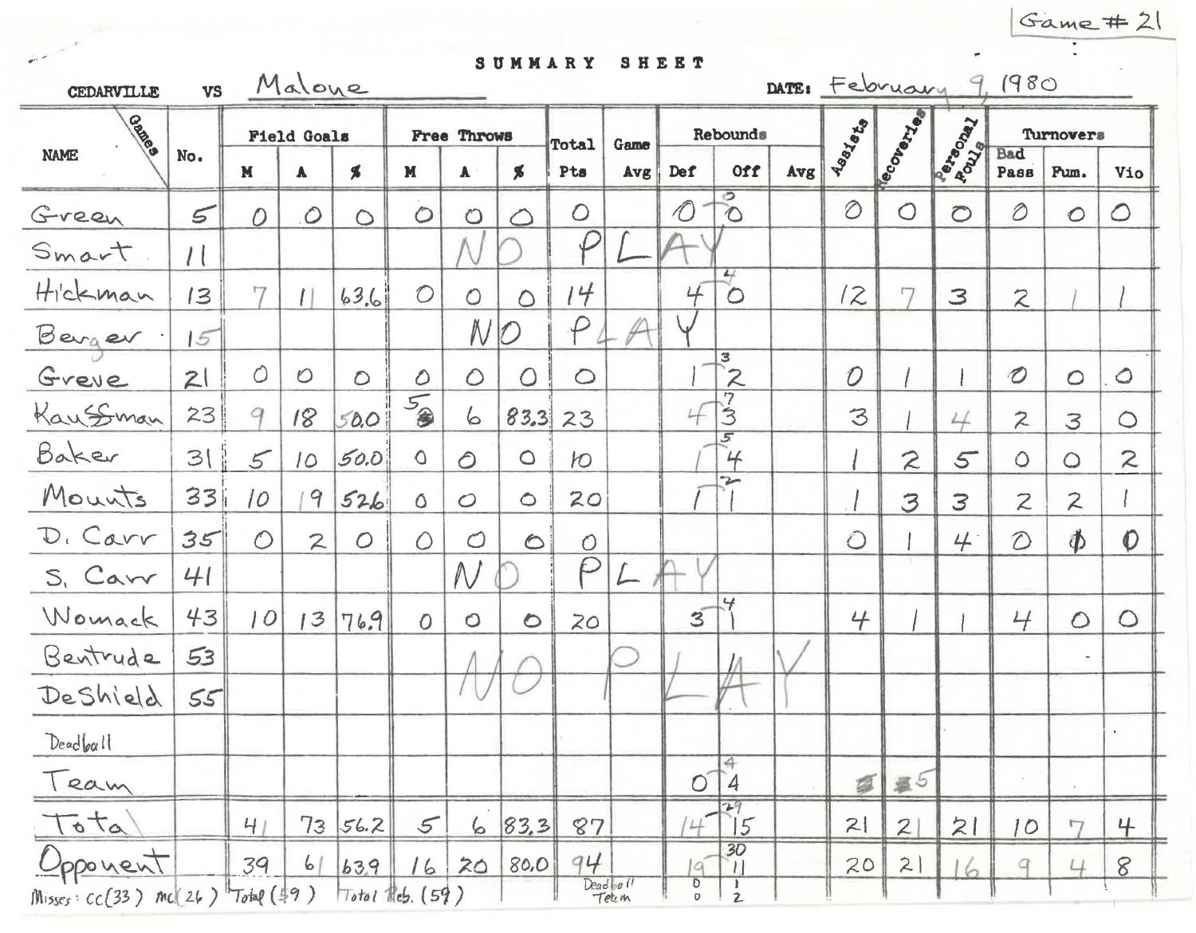Game #21

# SUMMARY SHEET

CEDARVILLE VS Malone DATE: February 9, 1980

| NAME | No. | Field Goals M | Field Goals A | Field Goals % | Free Throws M | Free Throws A | Free Throws % | Total Pts | Game Avg | Rebounds Def | Rebounds Off | Rebounds Avg | Assists | Recoveries | Personal Fouls | Turnovers Bad Pass | Turnovers Fum. | Turnovers Vio |
|---|---|---|---|---|---|---|---|---|---|---|---|---|---|---|---|---|---|---|
| Green | 5 | 0 | 0 | 0 | 0 | 0 | 0 | 0 | | 0 | 0 (0) | | 0 | 0 | 0 | 0 | 0 | 0 |
| Smart | 11 | | | | NO PLAY | | | | | | | | | | | | | |
| Hickman | 13 | 7 | 11 | 63.6 | 0 | 0 | 0 | 14 | | 4 | 0 (4) | | 12 | 7 | 3 | 2 | 1 | 1 |
| Berger | 15 | | | | NO PLAY | | | | | | | | | | | | | |
| Greve | 21 | 0 | 0 | 0 | 0 | 0 | 0 | 0 | | 1 | 2 (3) | | 0 | 1 | 1 | 0 | 0 | 0 |
| Kaussman | 23 | 9 | 18 | 50.0 | 5 | 6 | 83.3 | 23 | | 4 | 3 (7) | | 3 | 1 | 4 | 2 | 3 | 0 |
| Baker | 31 | 5 | 10 | 50.0 | 0 | 0 | 0 | 10 | | 1 | 4 (5) | | 1 | 2 | 5 | 0 | 0 | 2 |
| Mounts | 33 | 10 | 19 | 52.6 | 0 | 0 | 0 | 20 | | 1 | 1 (2) | | 1 | 3 | 3 | 2 | 2 | 1 |
| D. Carr | 35 | 0 | 2 | 0 | 0 | 0 | 0 | 0 | | | | | 0 | 1 | 4 | 0 | 0 | 0 |
| S. Carr | 41 | | | | NO PLAY | | | | | | | | | | | | | |
| Womack | 43 | 10 | 13 | 76.9 | 0 | 0 | 0 | 20 | | 3 | 1 (4) | | 4 | 1 | 1 | 4 | 0 | 0 |
| Bentrude | 53 | | | | NO PLAY | | | | | | | | | | | | | |
| DeShield | 55 | | | | | | | | | | | | | | | | | |
| Deadball | | | | | | | | | | | | | | | | | | |
| Team | | | | | | | | | | 0 | 4 (4) | | | 5 | | | | |
| Total | | 41 | 73 | 56.2 | 5 | 6 | 83.3 | 87 | | 14 | 15 (29) | | 21 | 21 | 21 | 10 | 7 | 4 |
| Opponent | | 39 | 61 | 63.9 | 16 | 20 | 80.0 | 94 | | 19 | 11 (30) | | 20 | 21 | 16 | 9 | 4 | 8 |
| | | | | | | | | Deadball / Team | | 0 / 0 | 1 / 2 | | | | | | | |

Misses: CC (33) MC (26) Total (59) Total Reb. (59)